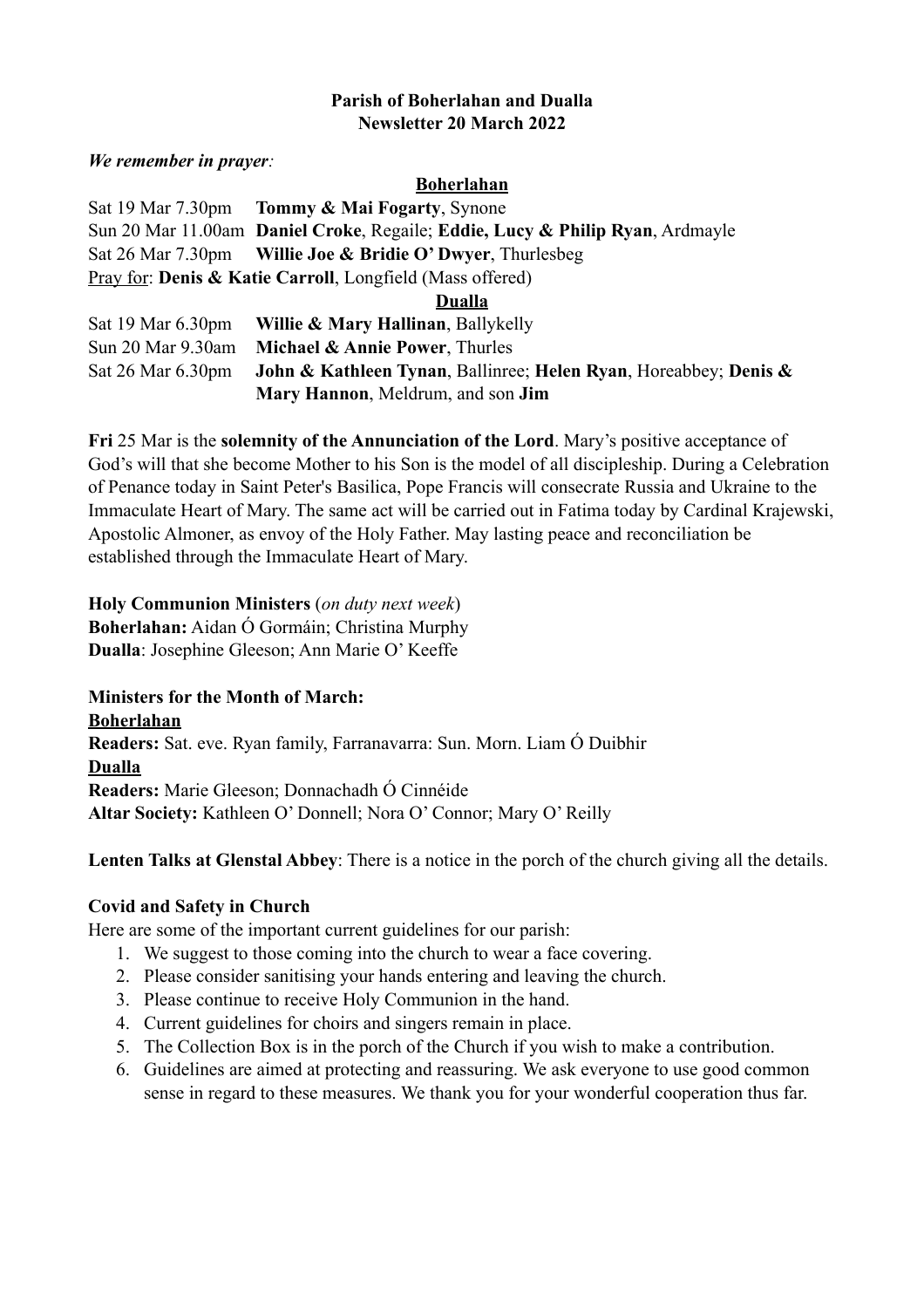**Parish of Boherlahan and Dualla**
**Newsletter 20 March 2022**

***We remember in prayer:***

**Boherlahan**

Sat 19 Mar 7.30pm **Tommy & Mai Fogarty**, Synone
Sun 20 Mar 11.00am **Daniel Croke**, Regaile; **Eddie, Lucy & Philip Ryan**, Ardmayle
Sat 26 Mar 7.30pm **Willie Joe & Bridie O' Dwyer**, Thurlesbeg
Pray for: **Denis & Katie Carroll**, Longfield (Mass offered)

**Dualla**

Sat 19 Mar 6.30pm **Willie & Mary Hallinan**, Ballykelly
Sun 20 Mar 9.30am **Michael & Annie Power**, Thurles
Sat 26 Mar 6.30pm **John & Kathleen Tynan**, Ballinree; **Helen Ryan**, Horeabbey; **Denis & Mary Hannon**, Meldrum, and son **Jim**

**Fri** 25 Mar is the **solemnity of the Annunciation of the Lord**. Mary's positive acceptance of God's will that she become Mother to his Son is the model of all discipleship. During a Celebration of Penance today in Saint Peter's Basilica, Pope Francis will consecrate Russia and Ukraine to the Immaculate Heart of Mary. The same act will be carried out in Fatima today by Cardinal Krajewski, Apostolic Almoner, as envoy of the Holy Father. May lasting peace and reconciliation be established through the Immaculate Heart of Mary.

**Holy Communion Ministers** (*on duty next week*)
**Boherlahan:** Aidan Ó Gormáin; Christina Murphy
**Dualla**: Josephine Gleeson; Ann Marie O' Keeffe

**Ministers for the Month of March:**
**Boherlahan**
**Readers:** Sat. eve. Ryan family, Farranavarra: Sun. Morn. Liam Ó Duibhir
**Dualla**
**Readers:** Marie Gleeson; Donnachadh Ó Cinnéide
**Altar Society:** Kathleen O' Donnell; Nora O' Connor; Mary O' Reilly

**Lenten Talks at Glenstal Abbey**: There is a notice in the porch of the church giving all the details.

**Covid and Safety in Church**

Here are some of the important current guidelines for our parish:

1. We suggest to those coming into the church to wear a face covering.
2. Please consider sanitising your hands entering and leaving the church.
3. Please continue to receive Holy Communion in the hand.
4. Current guidelines for choirs and singers remain in place.
5. The Collection Box is in the porch of the Church if you wish to make a contribution.
6. Guidelines are aimed at protecting and reassuring. We ask everyone to use good common sense in regard to these measures. We thank you for your wonderful cooperation thus far.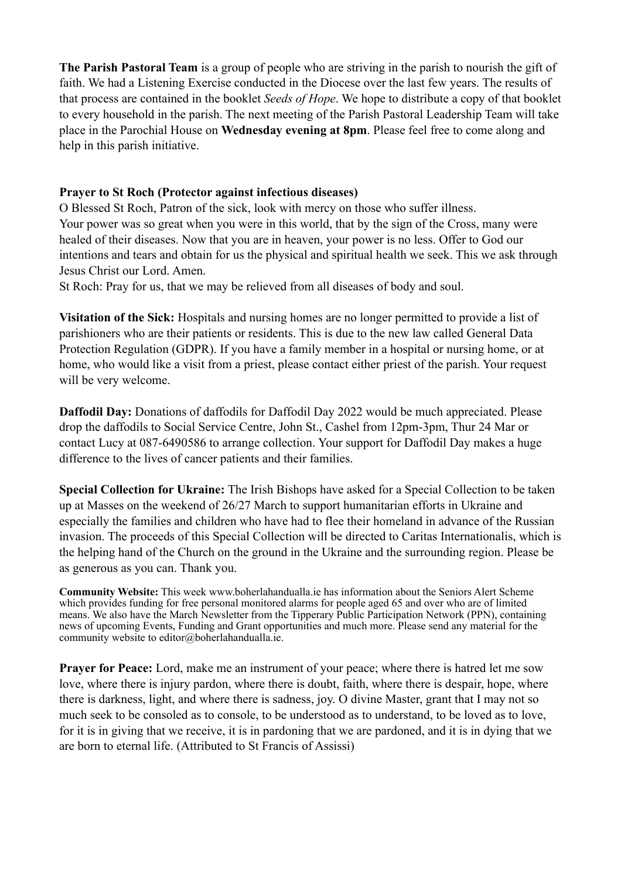**The Parish Pastoral Team** is a group of people who are striving in the parish to nourish the gift of faith. We had a Listening Exercise conducted in the Diocese over the last few years. The results of that process are contained in the booklet *Seeds of Hope*. We hope to distribute a copy of that booklet to every household in the parish. The next meeting of the Parish Pastoral Leadership Team will take place in the Parochial House on **Wednesday evening at 8pm**. Please feel free to come along and help in this parish initiative.

**Prayer to St Roch (Protector against infectious diseases)**
O Blessed St Roch, Patron of the sick, look with mercy on those who suffer illness.
Your power was so great when you were in this world, that by the sign of the Cross, many were healed of their diseases. Now that you are in heaven, your power is no less. Offer to God our intentions and tears and obtain for us the physical and spiritual health we seek. This we ask through Jesus Christ our Lord. Amen.
St Roch: Pray for us, that we may be relieved from all diseases of body and soul.

**Visitation of the Sick:** Hospitals and nursing homes are no longer permitted to provide a list of parishioners who are their patients or residents. This is due to the new law called General Data Protection Regulation (GDPR). If you have a family member in a hospital or nursing home, or at home, who would like a visit from a priest, please contact either priest of the parish. Your request will be very welcome.

**Daffodil Day:** Donations of daffodils for Daffodil Day 2022 would be much appreciated. Please drop the daffodils to Social Service Centre, John St., Cashel from 12pm-3pm, Thur 24 Mar or contact Lucy at 087-6490586 to arrange collection. Your support for Daffodil Day makes a huge difference to the lives of cancer patients and their families.

**Special Collection for Ukraine:** The Irish Bishops have asked for a Special Collection to be taken up at Masses on the weekend of 26/27 March to support humanitarian efforts in Ukraine and especially the families and children who have had to flee their homeland in advance of the Russian invasion. The proceeds of this Special Collection will be directed to Caritas Internationalis, which is the helping hand of the Church on the ground in the Ukraine and the surrounding region. Please be as generous as you can. Thank you.

**Community Website:** This week www.boherlahandualla.ie has information about the Seniors Alert Scheme which provides funding for free personal monitored alarms for people aged 65 and over who are of limited means. We also have the March Newsletter from the Tipperary Public Participation Network (PPN), containing news of upcoming Events, Funding and Grant opportunities and much more. Please send any material for the community website to editor@boherlahandualla.ie.

**Prayer for Peace:** Lord, make me an instrument of your peace; where there is hatred let me sow love, where there is injury pardon, where there is doubt, faith, where there is despair, hope, where there is darkness, light, and where there is sadness, joy. O divine Master, grant that I may not so much seek to be consoled as to console, to be understood as to understand, to be loved as to love, for it is in giving that we receive, it is in pardoning that we are pardoned, and it is in dying that we are born to eternal life. (Attributed to St Francis of Assissi)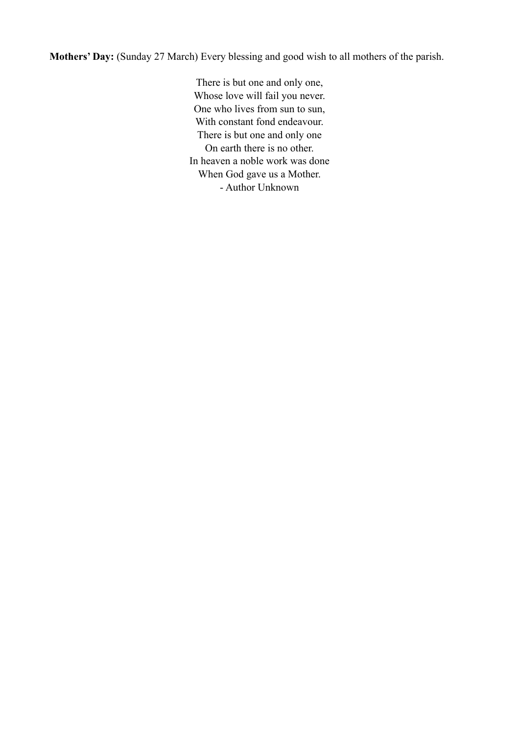**Mothers' Day:** (Sunday 27 March) Every blessing and good wish to all mothers of the parish.

There is but one and only one,  
Whose love will fail you never.  
One who lives from sun to sun,  
With constant fond endeavour.  
There is but one and only one  
On earth there is no other.  
In heaven a noble work was done  
When God gave us a Mother.  
- Author Unknown